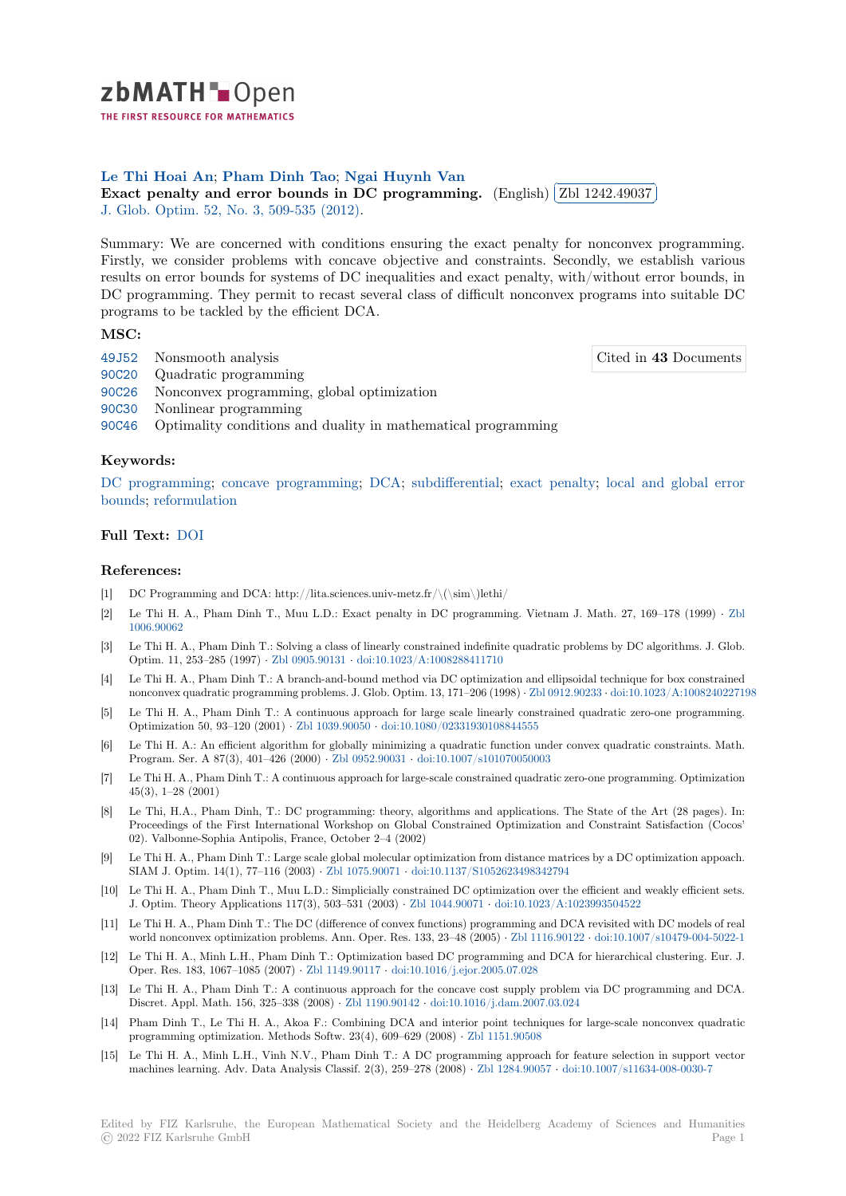**Le Thi Hoai An; Pham Dinh Tao; Ngai Huynh Van**

**Exact penalty and error bounds in DC programming.** (English) Zbl 1242.49037

J. Glob. Optim. 52, No. 3, 509-535 (2012).

Summary: We are concerned with conditions ensuring the exact penalty for nonconvex programming. Firstly, we consider problems with concave objective and constraints. Secondly, we establish various results on error bounds for systems of DC inequalities and exact penalty, with/without error bounds, in DC programming. They permit to recast several class of difficult nonconvex programs into suitable DC programs to be tackled by the efficient DCA.

### MSC:

- 49J52 Nonsmooth analysis
- 90C20 Quadratic programming
- 90C26 Nonconvex programming, global optimization
- 90C30 Nonlinear programming
- 90C46 Optimality conditions and duality in mathematical programming

Cited in **43** Documents

### Keywords:

DC programming; concave programming; DCA; subdifferential; exact penalty; local and global error bounds; reformulation

### Full Text: DOI

### References:

[1] DC Programming and DCA: http://lita.sciences.univ-metz.fr/\(\sim\)lethi/

[2] Le Thi H. A., Pham Dinh T., Muu L.D.: Exact penalty in DC programming. Vietnam J. Math. 27, 169–178 (1999) · Zbl 1006.90062

[3] Le Thi H. A., Pham Dinh T.: Solving a class of linearly constrained indefinite quadratic problems by DC algorithms. J. Glob. Optim. 11, 253–285 (1997) · Zbl 0905.90131 · doi:10.1023/A:1008288411710

[4] Le Thi H. A., Pham Dinh T.: A branch-and-bound method via DC optimization and ellipsoidal technique for box constrained nonconvex quadratic programming problems. J. Glob. Optim. 13, 171–206 (1998) · Zbl 0912.90233 · doi:10.1023/A:1008240227198

[5] Le Thi H. A., Pham Dinh T.: A continuous approach for large scale linearly constrained quadratic zero-one programming. Optimization 50, 93–120 (2001) · Zbl 1039.90050 · doi:10.1080/02331930108844555

[6] Le Thi H. A.: An efficient algorithm for globally minimizing a quadratic function under convex quadratic constraints. Math. Program. Ser. A 87(3), 401–426 (2000) · Zbl 0952.90031 · doi:10.1007/s101070050003

[7] Le Thi H. A., Pham Dinh T.: A continuous approach for large-scale constrained quadratic zero-one programming. Optimization 45(3), 1–28 (2001)

[8] Le Thi, H.A., Pham Dinh, T.: DC programming: theory, algorithms and applications. The State of the Art (28 pages). In: Proceedings of the First International Workshop on Global Constrained Optimization and Constraint Satisfaction (Cocos' 02). Valbonne-Sophia Antipolis, France, October 2–4 (2002)

[9] Le Thi H. A., Pham Dinh T.: Large scale global molecular optimization from distance matrices by a DC optimization appoach. SIAM J. Optim. 14(1), 77–116 (2003) · Zbl 1075.90071 · doi:10.1137/S1052623498342794

[10] Le Thi H. A., Pham Dinh T., Muu L.D.: Simplicially constrained DC optimization over the efficient and weakly efficient sets. J. Optim. Theory Applications 117(3), 503–531 (2003) · Zbl 1044.90071 · doi:10.1023/A:1023993504522

[11] Le Thi H. A., Pham Dinh T.: The DC (difference of convex functions) programming and DCA revisited with DC models of real world nonconvex optimization problems. Ann. Oper. Res. 133, 23–48 (2005) · Zbl 1116.90122 · doi:10.1007/s10479-004-5022-1

[12] Le Thi H. A., Minh L.H., Pham Dinh T.: Optimization based DC programming and DCA for hierarchical clustering. Eur. J. Oper. Res. 183, 1067–1085 (2007) · Zbl 1149.90117 · doi:10.1016/j.ejor.2005.07.028

[13] Le Thi H. A., Pham Dinh T.: A continuous approach for the concave cost supply problem via DC programming and DCA. Discret. Appl. Math. 156, 325–338 (2008) · Zbl 1190.90142 · doi:10.1016/j.dam.2007.03.024

[14] Pham Dinh T., Le Thi H. A., Akoa F.: Combining DCA and interior point techniques for large-scale nonconvex quadratic programming optimization. Methods Softw. 23(4), 609–629 (2008) · Zbl 1151.90508

[15] Le Thi H. A., Minh L.H., Vinh N.V., Pham Dinh T.: A DC programming approach for feature selection in support vector machines learning. Adv. Data Analysis Classif. 2(3), 259–278 (2008) · Zbl 1284.90057 · doi:10.1007/s11634-008-0030-7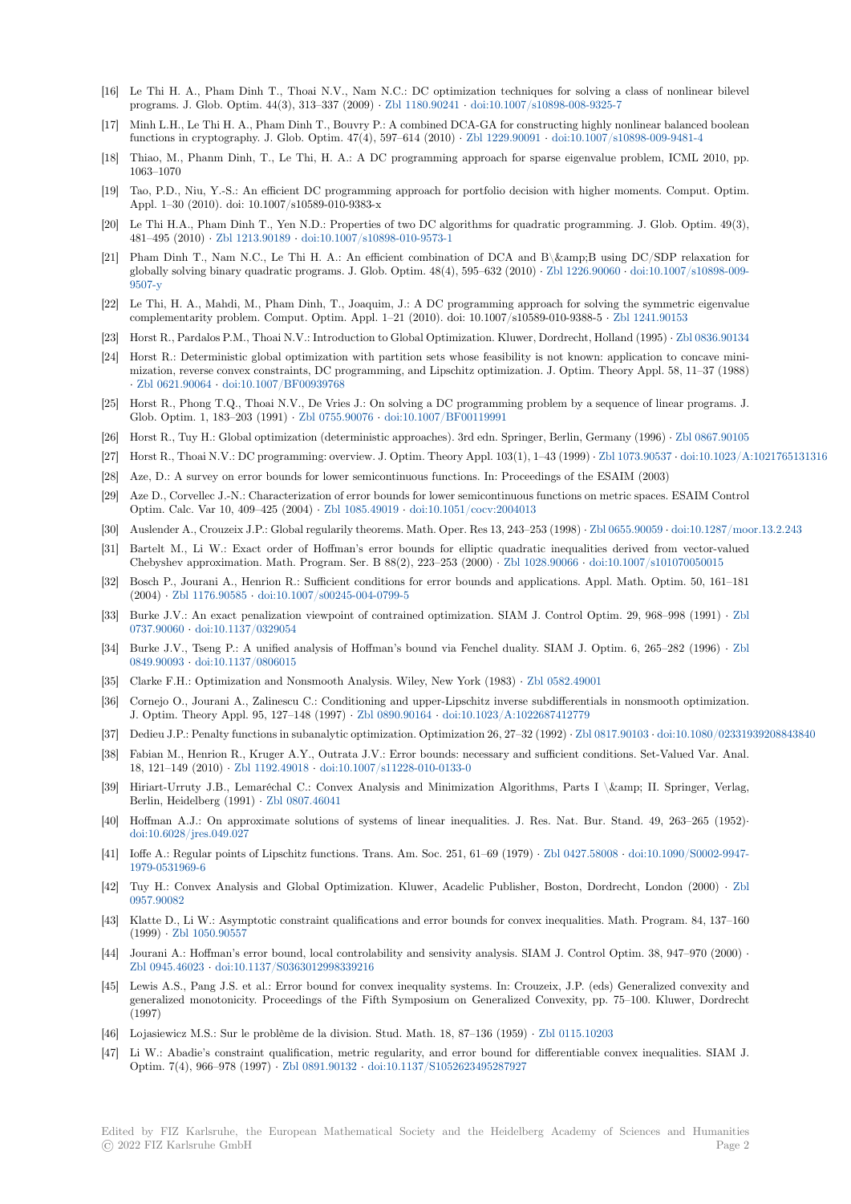[16] Le Thi H. A., Pham Dinh T., Thoai N.V., Nam N.C.: DC optimization techniques for solving a class of nonlinear bilevel programs. J. Glob. Optim. 44(3), 313–337 (2009) · Zbl 1180.90241 · doi:10.1007/s10898-008-9325-7

[17] Minh L.H., Le Thi H. A., Pham Dinh T., Bouvry P.: A combined DCA-GA for constructing highly nonlinear balanced boolean functions in cryptography. J. Glob. Optim. 47(4), 597–614 (2010) · Zbl 1229.90091 · doi:10.1007/s10898-009-9481-4

[18] Thiao, M., Phanm Dinh, T., Le Thi, H. A.: A DC programming approach for sparse eigenvalue problem, ICML 2010, pp. 1063–1070

[19] Tao, P.D., Niu, Y.-S.: An efficient DC programming approach for portfolio decision with higher moments. Comput. Optim. Appl. 1–30 (2010). doi: 10.1007/s10589-010-9383-x

[20] Le Thi H.A., Pham Dinh T., Yen N.D.: Properties of two DC algorithms for quadratic programming. J. Glob. Optim. 49(3), 481–495 (2010) · Zbl 1213.90189 · doi:10.1007/s10898-010-9573-1

[21] Pham Dinh T., Nam N.C., Le Thi H. A.: An efficient combination of DCA and B\&amp;B using DC/SDP relaxation for globally solving binary quadratic programs. J. Glob. Optim. 48(4), 595–632 (2010) · Zbl 1226.90060 · doi:10.1007/s10898-009-9507-y

[22] Le Thi, H. A., Mahdi, M., Pham Dinh, T., Joaquim, J.: A DC programming approach for solving the symmetric eigenvalue complementarity problem. Comput. Optim. Appl. 1–21 (2010). doi: 10.1007/s10589-010-9388-5 · Zbl 1241.90153

[23] Horst R., Pardalos P.M., Thoai N.V.: Introduction to Global Optimization. Kluwer, Dordrecht, Holland (1995) · Zbl 0836.90134

[24] Horst R.: Deterministic global optimization with partition sets whose feasibility is not known: application to concave minimization, reverse convex constraints, DC programming, and Lipschitz optimization. J. Optim. Theory Appl. 58, 11–37 (1988) · Zbl 0621.90064 · doi:10.1007/BF00939768

[25] Horst R., Phong T.Q., Thoai N.V., De Vries J.: On solving a DC programming problem by a sequence of linear programs. J. Glob. Optim. 1, 183–203 (1991) · Zbl 0755.90076 · doi:10.1007/BF00119991

[26] Horst R., Tuy H.: Global optimization (deterministic approaches). 3rd edn. Springer, Berlin, Germany (1996) · Zbl 0867.90105

[27] Horst R., Thoai N.V.: DC programming: overview. J. Optim. Theory Appl. 103(1), 1–43 (1999) · Zbl 1073.90537 · doi:10.1023/A:1021765131316

[28] Aze, D.: A survey on error bounds for lower semicontinuous functions. In: Proceedings of the ESAIM (2003)

[29] Aze D., Corvellec J.-N.: Characterization of error bounds for lower semicontinuous functions on metric spaces. ESAIM Control Optim. Calc. Var 10, 409–425 (2004) · Zbl 1085.49019 · doi:10.1051/cocv:2004013

[30] Auslender A., Crouzeix J.P.: Global regularly theorems. Math. Oper. Res 13, 243–253 (1998) · Zbl 0655.90059 · doi:10.1287/moor.13.2.243

[31] Bartelt M., Li W.: Exact order of Hoffman's error bounds for elliptic quadratic inequalities derived from vector-valued Chebyshev approximation. Math. Program. Ser. B 88(2), 223–253 (2000) · Zbl 1028.90066 · doi:10.1007/s101070050015

[32] Bosch P., Jourani A., Henrion R.: Sufficient conditions for error bounds and applications. Appl. Math. Optim. 50, 161–181 (2004) · Zbl 1176.90585 · doi:10.1007/s00245-004-0799-5

[33] Burke J.V.: An exact penalization viewpoint of contrained optimization. SIAM J. Control Optim. 29, 968–998 (1991) · Zbl 0737.90060 · doi:10.1137/0329054

[34] Burke J.V., Tseng P.: A unified analysis of Hoffman's bound via Fenchel duality. SIAM J. Optim. 6, 265–282 (1996) · Zbl 0849.90093 · doi:10.1137/0806015

[35] Clarke F.H.: Optimization and Nonsmooth Analysis. Wiley, New York (1983) · Zbl 0582.49001

[36] Cornejo O., Jourani A., Zalinescu C.: Conditioning and upper-Lipschitz inverse subdifferentials in nonsmooth optimization. J. Optim. Theory Appl. 95, 127–148 (1997) · Zbl 0890.90164 · doi:10.1023/A:1022687412779

[37] Dedieu J.P.: Penalty functions in subanalytic optimization. Optimization 26, 27–32 (1992) · Zbl 0817.90103 · doi:10.1080/02331939208843840

[38] Fabian M., Henrion R., Kruger A.Y., Outrata J.V.: Error bounds: necessary and sufficient conditions. Set-Valued Var. Anal. 18, 121–149 (2010) · Zbl 1192.49018 · doi:10.1007/s11228-010-0133-0

[39] Hiriart-Urruty J.B., Lemaréchal C.: Convex Analysis and Minimization Algorithms, Parts I \&amp; II. Springer, Verlag, Berlin, Heidelberg (1991) · Zbl 0807.46041

[40] Hoffman A.J.: On approximate solutions of systems of linear inequalities. J. Res. Nat. Bur. Stand. 49, 263–265 (1952)· doi:10.6028/jres.049.027

[41] Ioffe A.: Regular points of Lipschitz functions. Trans. Am. Soc. 251, 61–69 (1979) · Zbl 0427.58008 · doi:10.1090/S0002-9947-1979-0531969-6

[42] Tuy H.: Convex Analysis and Global Optimization. Kluwer, Acadelic Publisher, Boston, Dordrecht, London (2000) · Zbl 0957.90082

[43] Klatte D., Li W.: Asymptotic constraint qualifications and error bounds for convex inequalities. Math. Program. 84, 137–160 (1999) · Zbl 1050.90557

[44] Jourani A.: Hoffman's error bound, local controlability and sensivity analysis. SIAM J. Control Optim. 38, 947–970 (2000) · Zbl 0945.46023 · doi:10.1137/S0363012998339216

[45] Lewis A.S., Pang J.S. et al.: Error bound for convex inequality systems. In: Crouzeix, J.P. (eds) Generalized convexity and generalized monotonicity. Proceedings of the Fifth Symposium on Generalized Convexity, pp. 75–100. Kluwer, Dordrecht (1997)

[46] Lojasiewicz M.S.: Sur le problème de la division. Stud. Math. 18, 87–136 (1959) · Zbl 0115.10203

[47] Li W.: Abadie's constraint qualification, metric regularity, and error bound for differentiable convex inequalities. SIAM J. Optim. 7(4), 966–978 (1997) · Zbl 0891.90132 · doi:10.1137/S1052623495287927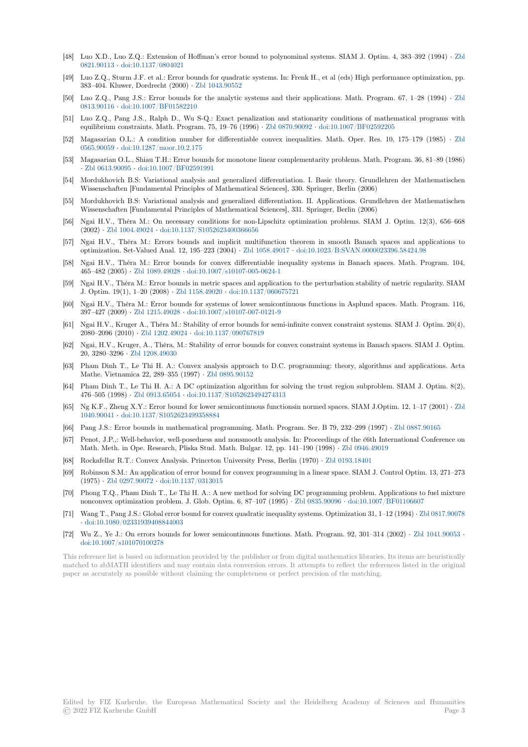- [48] Luo X.D., Luo Z.Q.: Extension of Hoffman's error bound to polynominal systems. SIAM J. Optim. 4, 383–392 (1994) · Zbl 0821.90113 · doi:10.1137/0804021
- [49] Luo Z.Q., Sturm J.F. et al.: Error bounds for quadratic systems. In: Frenk H., et al (eds) High performance optimization, pp. 383–404. Kluwer, Dordrecht (2000) · Zbl 1043.90552
- [50] Luo Z.Q., Pang J.S.: Error bounds for the analytic systems and their applications. Math. Program. 67, 1–28 (1994) · Zbl 0813.90116 · doi:10.1007/BF01582210
- [51] Luo Z.Q., Pang J.S., Ralph D., Wu S-Q.: Exact penalization and stationarity conditions of mathematical programs with equilibrium constraints. Math. Program. 75, 19–76 (1996) · Zbl 0870.90092 · doi:10.1007/BF02592205
- [52] Magasarian O.L.: A condition number for differentiable convex inequalities. Math. Oper. Res. 10, 175–179 (1985) · Zbl 0565.90059 · doi:10.1287/moor.10.2.175
- [53] Magasarian O.L., Shiau T.H.: Error bounds for monotone linear complementarity problems. Math. Program. 36, 81–89 (1986) · Zbl 0613.90095 · doi:10.1007/BF02591991
- [54] Mordukhovich B.S: Variational analysis and generalized differentiation. I. Basic theory. Grundlehren der Mathematischen Wissenschaften [Fundamental Principles of Mathematical Sciences], 330. Springer, Berlin (2006)
- [55] Mordukhovich B.S: Variational analysis and generalized differentiation. II. Applications. Grundlehren der Mathematischen Wissenschaften [Fundamental Principles of Mathematical Sciences], 331. Springer, Berlin (2006)
- [56] Ngai H.V., Théra M.: On necessary conditions for non-Lipschitz optimization problems. SIAM J. Optim. 12(3), 656–668 (2002) · Zbl 1004.49024 · doi:10.1137/S1052623400366656
- [57] Ngai H.V., Théra M.: Errors bounds and implicit multifunction theorem in smooth Banach spaces and applications to optimization. Set-Valued Anal. 12, 195–223 (2004) · Zbl 1058.49017 · doi:10.1023/B:SVAN.0000023396.58424.98
- [58] Ngai H.V., Théra M.: Error bounds for convex differentiable inequality systems in Banach spaces. Math. Program. 104, 465–482 (2005) · Zbl 1089.49028 · doi:10.1007/s10107-005-0624-1
- [59] Ngai H.V., Théra M.: Error bounds in metric spaces and application to the perturbation stability of metric regularity. SIAM J. Optim. 19(1), 1–20 (2008) · Zbl 1158.49020 · doi:10.1137/060675721
- [60] Ngai H.V., Théra M.: Error bounds for systems of lower semicontinuous functions in Asplund spaces. Math. Program. 116, 397–427 (2009) · Zbl 1215.49028 · doi:10.1007/s10107-007-0121-9
- [61] Ngai H.V., Kruger A., Théra M.: Stability of error bounds for semi-infinite convex constraint systems. SIAM J. Optim. 20(4), 2080–2096 (2010) · Zbl 1202.49024 · doi:10.1137/090767819
- [62] Ngai, H.V., Kruger, A., Théra, M.: Stability of error bounds for convex constraint systems in Banach spaces. SIAM J. Optim. 20, 3280–3296 · Zbl 1208.49030
- [63] Pham Dinh T., Le Thi H. A.: Convex analysis approach to D.C. programming: theory, algorithms and applications. Acta Mathe. Vietnamica 22, 289–355 (1997) · Zbl 0895.90152
- [64] Pham Dinh T., Le Thi H. A.: A DC optimization algorithm for solving the trust region subproblem. SIAM J. Optim. 8(2), 476–505 (1998) · Zbl 0913.65054 · doi:10.1137/S1052623494274313
- [65] Ng K.F., Zheng X.Y.: Error bound for lower semicontinuous functionsin normed spaces. SIAM J.Optim. 12, 1–17 (2001) · Zbl 1040.90041 · doi:10.1137/S1052623499358884
- [66] Pang J.S.: Error bounds in mathematical programming. Math. Program. Ser. B 79, 232–299 (1997) · Zbl 0887.90165
- [67] Penot, J.P.,: Well-behavior, well-posedness and nonsmooth analysis. In: Proceedings of the ć6th International Conference on Math. Meth. in Ope. Research, Pliska Stud. Math. Bulgar. 12, pp. 141–190 (1998) · Zbl 0946.49019
- [68] Rockafellar R.T.: Convex Analysis. Princeton University Press, Berlin (1970) · Zbl 0193.18401
- [69] Robinson S.M.: An application of error bound for convex programming in a linear space. SIAM J. Control Optim. 13, 271–273 (1975) · Zbl 0297.90072 · doi:10.1137/0313015
- [70] Phong T.Q., Pham Dinh T., Le Thi H. A.: A new method for solving DC programming problem. Applications to fuel mixture nonconvex optimization problem. J. Glob. Optim. 6, 87–107 (1995) · Zbl 0835.90096 · doi:10.1007/BF01106607
- [71] Wang T., Pang J.S.: Global error bound for convex quadratic inequality systems. Optimization 31, 1–12 (1994) · Zbl 0817.90078 · doi:10.1080/02331939408844003
- [72] Wu Z., Ye J.: On errors bounds for lower semicontinuous functions. Math. Program. 92, 301–314 (2002) · Zbl 1041.90053 · doi:10.1007/s101070100278

This reference list is based on information provided by the publisher or from digital mathematics libraries. Its items are heuristically matched to zbMATH identifiers and may contain data conversion errors. It attempts to reflect the references listed in the original paper as accurately as possible without claiming the completeness or perfect precision of the matching.